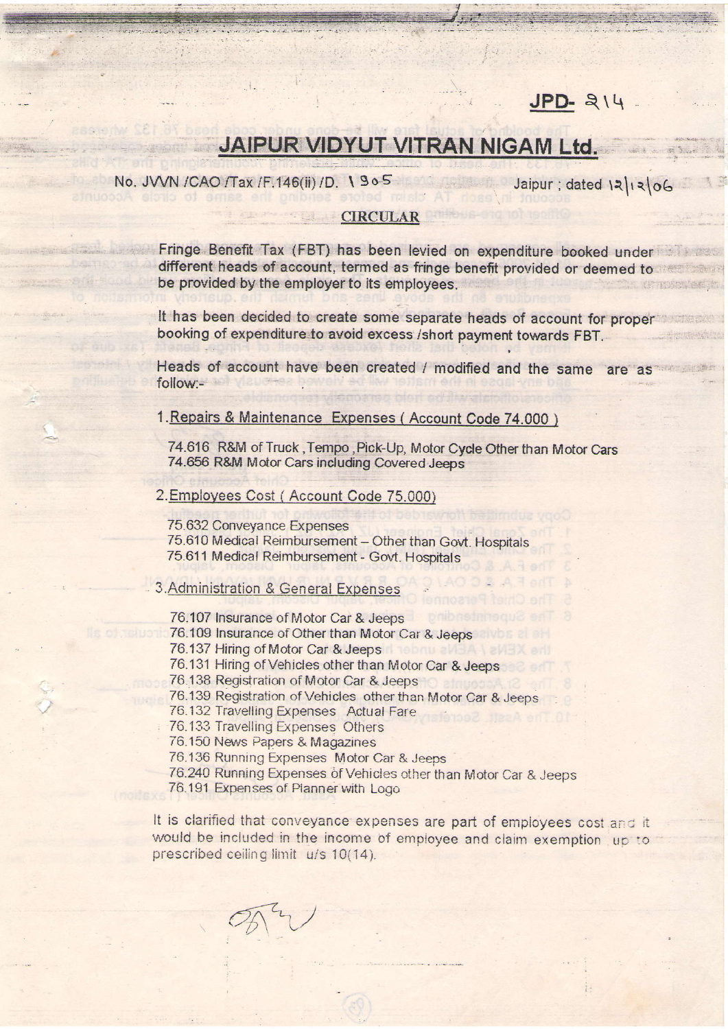JPD- 214

# JAIPUR VIDYUT VITRAN NIGAM Ltd.

No. JVVN /CAO /Tax /F.146(ii) /D. 1305 Jaipur ; dated 12|12|06

## CIRCULAR

Fringe Benefit Tax (FBT) has been levied on expenditure booked under different heads of account, termed as fringe benefit provided or deemed to be provided by the employer to its employees.

It has been decided to create some separate heads of account for proper booking of expenditure to avoid excess /short payment towards FBT.

Heads of account have been created / modified and the same are as follow:-

1. Repairs & Maintenance Expenses ( Account Code 74.000 )

   74.616 R&M of Truck , Tempo , Pick-Up, Motor Cycle Other than Motor Cars
   74.656 R&M Motor Cars including Covered Jeeps

2. Employees Cost ( Account Code 75.000)

   75.632 Conveyance Expenses
   75.610 Medical Reimbursement – Other than Govt. Hospitals
   75.611 Medical Reimbursement - Govt. Hospitals

3. Administration & General Expenses

   76.107 Insurance of Motor Car & Jeeps
   76.109 Insurance of Other than Motor Car & Jeeps
   76.137 Hiring of Motor Car & Jeeps
   76.131 Hiring of Vehicles other than Motor Car & Jeeps
   76.138 Registration of Motor Car & Jeeps
   76.139 Registration of Vehicles other than Motor Car & Jeeps
   76.132 Travelling Expenses Actual Fare
   76.133 Travelling Expenses Others
   76.150 News Papers & Magazines
   76.136 Running Expenses Motor Car & Jeeps
   76.240 Running Expenses of Vehicles other than Motor Car & Jeeps
   76.191 Expenses of Planner with Logo

It is clarified that conveyance expenses are part of employees cost and it would be included in the income of employee and claim exemption up to prescribed ceiling limit u/s 10(14).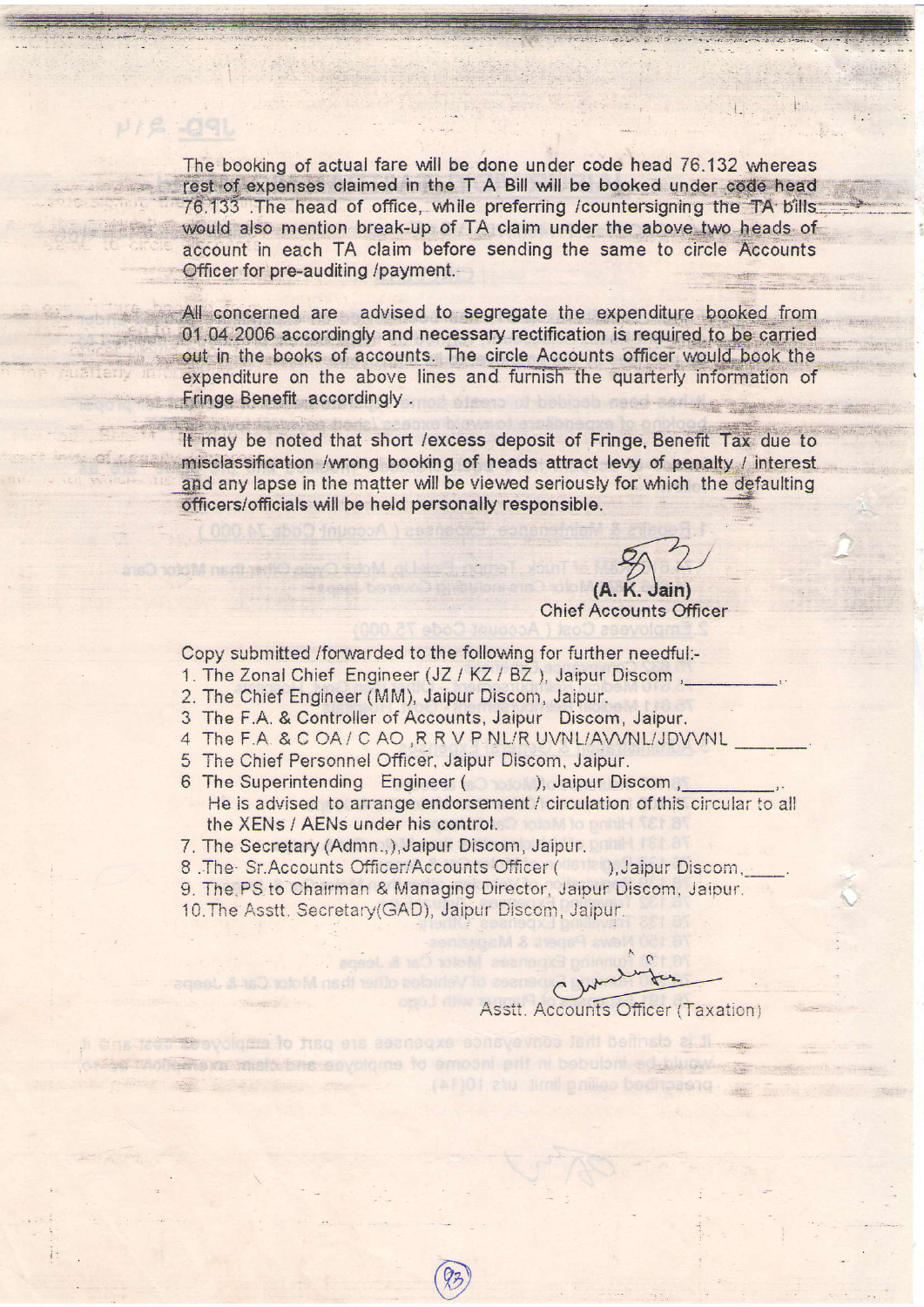The booking of actual fare will be done under code head 76.132 whereas rest of expenses claimed in the T A Bill will be booked under code head 76.133 .The head of office, while preferring /countersigning the TA bills would also mention break-up of TA claim under the above two heads of account in each TA claim before sending the same to circle Accounts Officer for pre-auditing /payment.

All concerned are advised to segregate the expenditure booked from 01.04.2006 accordingly and necessary rectification is required to be carried out in the books of accounts. The circle Accounts officer would book the expenditure on the above lines and furnish the quarterly information of Fringe Benefit accordingly .

It may be noted that short /excess deposit of Fringe, Benefit Tax due to misclassification /wrong booking of heads attract levy of penalty / interest and any lapse in the matter will be viewed seriously for which the defaulting officers/officials will be held personally responsible.

**(A. K. Jain)**
Chief Accounts Officer

Copy submitted /forwarded to the following for further needful:-

1. The Zonal Chief Engineer (JZ / KZ / BZ ), Jaipur Discom ,\_\_\_\_\_\_\_\_\_.
2. The Chief Engineer (MM), Jaipur Discom, Jaipur.
3. The F.A. & Controller of Accounts, Jaipur Discom, Jaipur.
4. The F.A. & C OA / C AO ,R R V P NL/R UVNL/AVVNL/JDVVNL \_\_\_\_\_\_\_.
5. The Chief Personnel Officer, Jaipur Discom, Jaipur.
6. The Superintending Engineer ( ), Jaipur Discom ,\_\_\_\_\_\_\_\_\_.
   He is advised to arrange endorsement / circulation of this circular to all the XENs / AENs under his control.
7. The Secretary (Admn.,),Jaipur Discom, Jaipur.
8. The Sr.Accounts Officer/Accounts Officer ( ),Jaipur Discom,\_\_\_\_.
9. The PS to Chairman & Managing Director, Jaipur Discom, Jaipur.
10. The Asstt. Secretary(GAD), Jaipur Discom, Jaipur.

Asstt. Accounts Officer (Taxation)